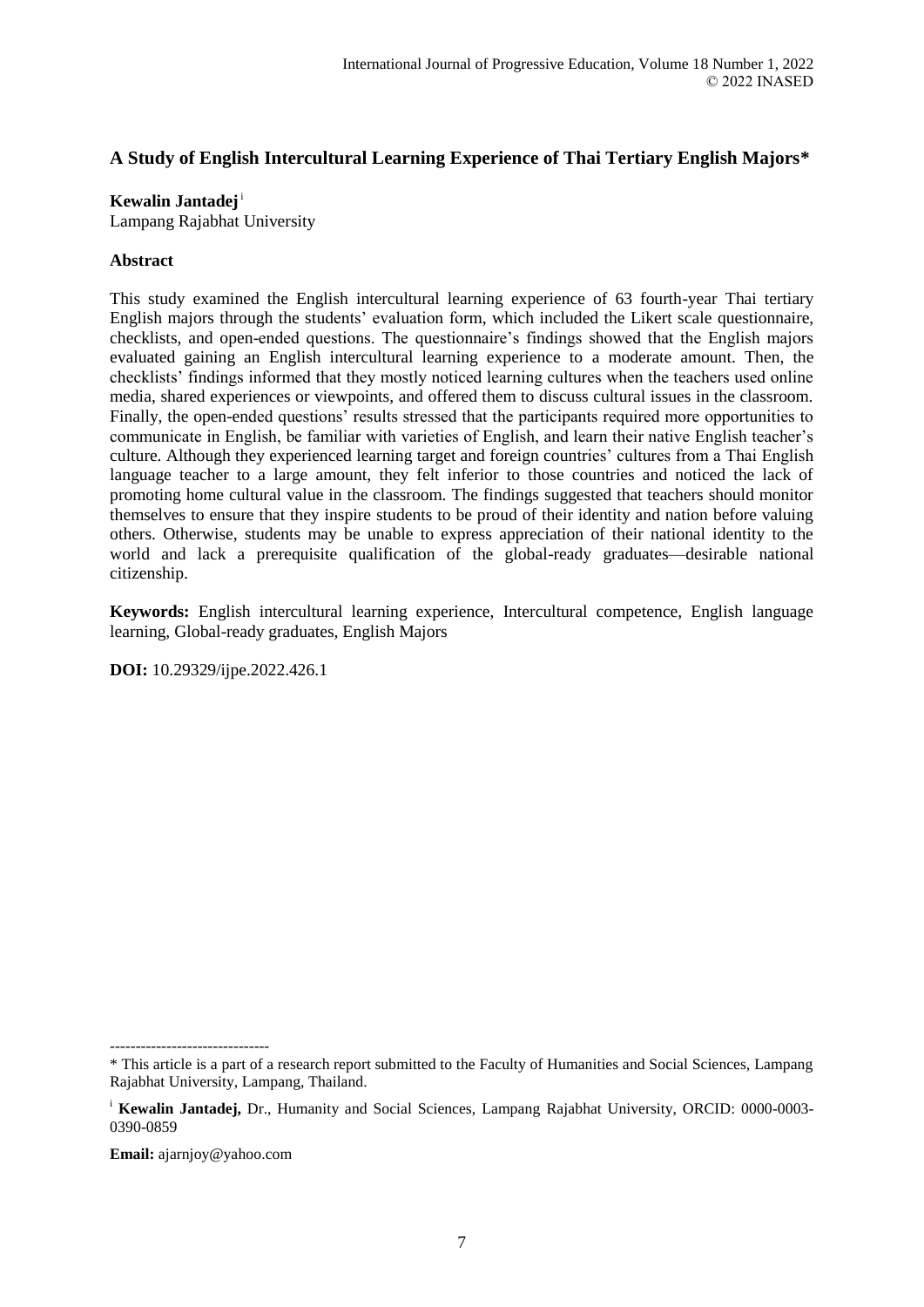# A Study of English Intercultural Learning Experience of Thai Tertiary English Majors*

**Kewalin Jantadej** [i]
Lampang Rajabhat University

## Abstract

This study examined the English intercultural learning experience of 63 fourth-year Thai tertiary English majors through the students' evaluation form, which included the Likert scale questionnaire, checklists, and open-ended questions. The questionnaire's findings showed that the English majors evaluated gaining an English intercultural learning experience to a moderate amount. Then, the checklists' findings informed that they mostly noticed learning cultures when the teachers used online media, shared experiences or viewpoints, and offered them to discuss cultural issues in the classroom. Finally, the open-ended questions' results stressed that the participants required more opportunities to communicate in English, be familiar with varieties of English, and learn their native English teacher's culture. Although they experienced learning target and foreign countries' cultures from a Thai English language teacher to a large amount, they felt inferior to those countries and noticed the lack of promoting home cultural value in the classroom. The findings suggested that teachers should monitor themselves to ensure that they inspire students to be proud of their identity and nation before valuing others. Otherwise, students may be unable to express appreciation of their national identity to the world and lack a prerequisite qualification of the global-ready graduates—desirable national citizenship.

**Keywords:** English intercultural learning experience, Intercultural competence, English language learning, Global-ready graduates, English Majors

**DOI:** 10.29329/ijpe.2022.426.1

-------------------------------

* This article is a part of a research report submitted to the Faculty of Humanities and Social Sciences, Lampang Rajabhat University, Lampang, Thailand.

[i] **Kewalin Jantadej,** Dr., Humanity and Social Sciences, Lampang Rajabhat University, ORCID: 0000-0003-0390-0859

**Email:** ajarnjoy@yahoo.com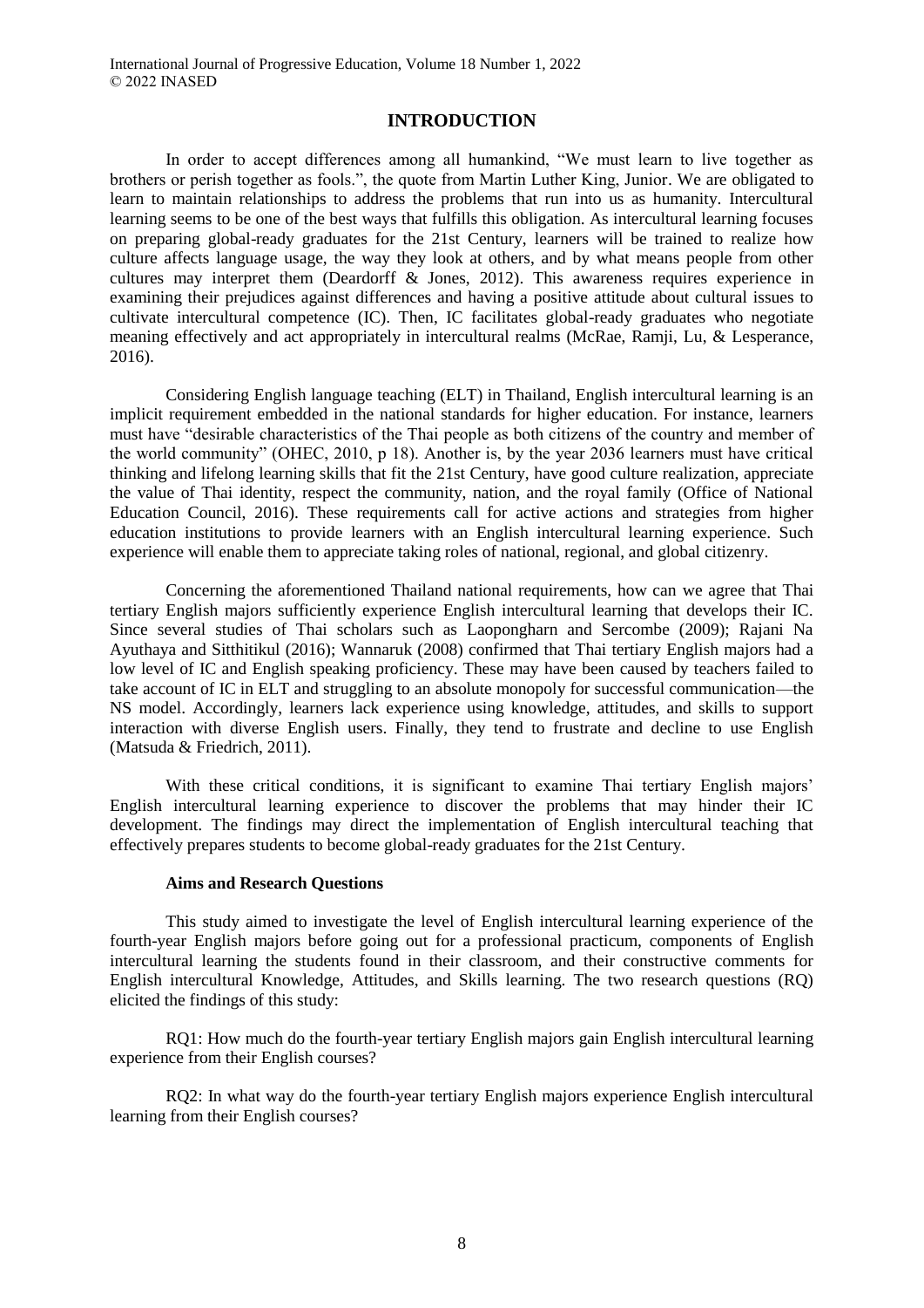## INTRODUCTION

In order to accept differences among all humankind, "We must learn to live together as brothers or perish together as fools.", the quote from Martin Luther King, Junior. We are obligated to learn to maintain relationships to address the problems that run into us as humanity. Intercultural learning seems to be one of the best ways that fulfills this obligation. As intercultural learning focuses on preparing global-ready graduates for the 21st Century, learners will be trained to realize how culture affects language usage, the way they look at others, and by what means people from other cultures may interpret them (Deardorff & Jones, 2012). This awareness requires experience in examining their prejudices against differences and having a positive attitude about cultural issues to cultivate intercultural competence (IC). Then, IC facilitates global-ready graduates who negotiate meaning effectively and act appropriately in intercultural realms (McRae, Ramji, Lu, & Lesperance, 2016).

Considering English language teaching (ELT) in Thailand, English intercultural learning is an implicit requirement embedded in the national standards for higher education. For instance, learners must have "desirable characteristics of the Thai people as both citizens of the country and member of the world community" (OHEC, 2010, p 18). Another is, by the year 2036 learners must have critical thinking and lifelong learning skills that fit the 21st Century, have good culture realization, appreciate the value of Thai identity, respect the community, nation, and the royal family (Office of National Education Council, 2016). These requirements call for active actions and strategies from higher education institutions to provide learners with an English intercultural learning experience. Such experience will enable them to appreciate taking roles of national, regional, and global citizenry.

Concerning the aforementioned Thailand national requirements, how can we agree that Thai tertiary English majors sufficiently experience English intercultural learning that develops their IC. Since several studies of Thai scholars such as Laopongharn and Sercombe (2009); Rajani Na Ayuthaya and Sitthitikul (2016); Wannaruk (2008) confirmed that Thai tertiary English majors had a low level of IC and English speaking proficiency. These may have been caused by teachers failed to take account of IC in ELT and struggling to an absolute monopoly for successful communication—the NS model. Accordingly, learners lack experience using knowledge, attitudes, and skills to support interaction with diverse English users. Finally, they tend to frustrate and decline to use English (Matsuda & Friedrich, 2011).

With these critical conditions, it is significant to examine Thai tertiary English majors' English intercultural learning experience to discover the problems that may hinder their IC development. The findings may direct the implementation of English intercultural teaching that effectively prepares students to become global-ready graduates for the 21st Century.

### Aims and Research Questions

This study aimed to investigate the level of English intercultural learning experience of the fourth-year English majors before going out for a professional practicum, components of English intercultural learning the students found in their classroom, and their constructive comments for English intercultural Knowledge, Attitudes, and Skills learning. The two research questions (RQ) elicited the findings of this study:

RQ1: How much do the fourth-year tertiary English majors gain English intercultural learning experience from their English courses?

RQ2: In what way do the fourth-year tertiary English majors experience English intercultural learning from their English courses?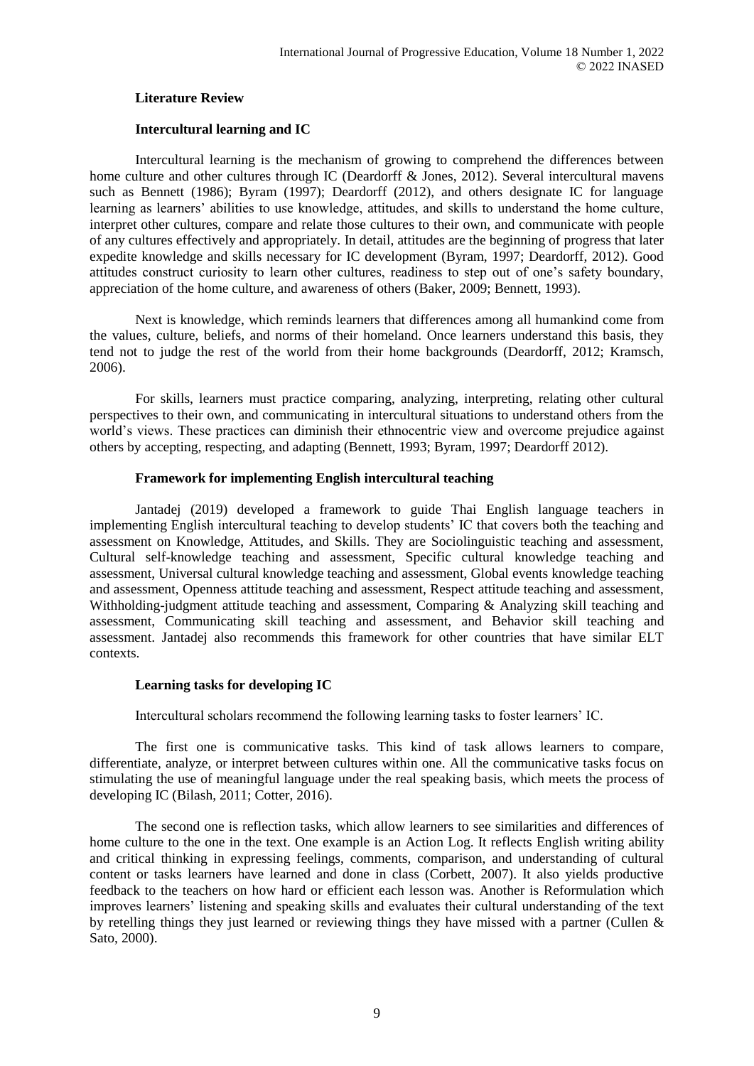## Literature Review

### Intercultural learning and IC

Intercultural learning is the mechanism of growing to comprehend the differences between home culture and other cultures through IC (Deardorff & Jones, 2012). Several intercultural mavens such as Bennett (1986); Byram (1997); Deardorff (2012), and others designate IC for language learning as learners' abilities to use knowledge, attitudes, and skills to understand the home culture, interpret other cultures, compare and relate those cultures to their own, and communicate with people of any cultures effectively and appropriately. In detail, attitudes are the beginning of progress that later expedite knowledge and skills necessary for IC development (Byram, 1997; Deardorff, 2012). Good attitudes construct curiosity to learn other cultures, readiness to step out of one's safety boundary, appreciation of the home culture, and awareness of others (Baker, 2009; Bennett, 1993).

Next is knowledge, which reminds learners that differences among all humankind come from the values, culture, beliefs, and norms of their homeland. Once learners understand this basis, they tend not to judge the rest of the world from their home backgrounds (Deardorff, 2012; Kramsch, 2006).

For skills, learners must practice comparing, analyzing, interpreting, relating other cultural perspectives to their own, and communicating in intercultural situations to understand others from the world's views. These practices can diminish their ethnocentric view and overcome prejudice against others by accepting, respecting, and adapting (Bennett, 1993; Byram, 1997; Deardorff 2012).

### Framework for implementing English intercultural teaching

Jantadej (2019) developed a framework to guide Thai English language teachers in implementing English intercultural teaching to develop students' IC that covers both the teaching and assessment on Knowledge, Attitudes, and Skills. They are Sociolinguistic teaching and assessment, Cultural self-knowledge teaching and assessment, Specific cultural knowledge teaching and assessment, Universal cultural knowledge teaching and assessment, Global events knowledge teaching and assessment, Openness attitude teaching and assessment, Respect attitude teaching and assessment, Withholding-judgment attitude teaching and assessment, Comparing & Analyzing skill teaching and assessment, Communicating skill teaching and assessment, and Behavior skill teaching and assessment. Jantadej also recommends this framework for other countries that have similar ELT contexts.

### Learning tasks for developing IC

Intercultural scholars recommend the following learning tasks to foster learners' IC.

The first one is communicative tasks. This kind of task allows learners to compare, differentiate, analyze, or interpret between cultures within one. All the communicative tasks focus on stimulating the use of meaningful language under the real speaking basis, which meets the process of developing IC (Bilash, 2011; Cotter, 2016).

The second one is reflection tasks, which allow learners to see similarities and differences of home culture to the one in the text. One example is an Action Log. It reflects English writing ability and critical thinking in expressing feelings, comments, comparison, and understanding of cultural content or tasks learners have learned and done in class (Corbett, 2007). It also yields productive feedback to the teachers on how hard or efficient each lesson was. Another is Reformulation which improves learners' listening and speaking skills and evaluates their cultural understanding of the text by retelling things they just learned or reviewing things they have missed with a partner (Cullen & Sato, 2000).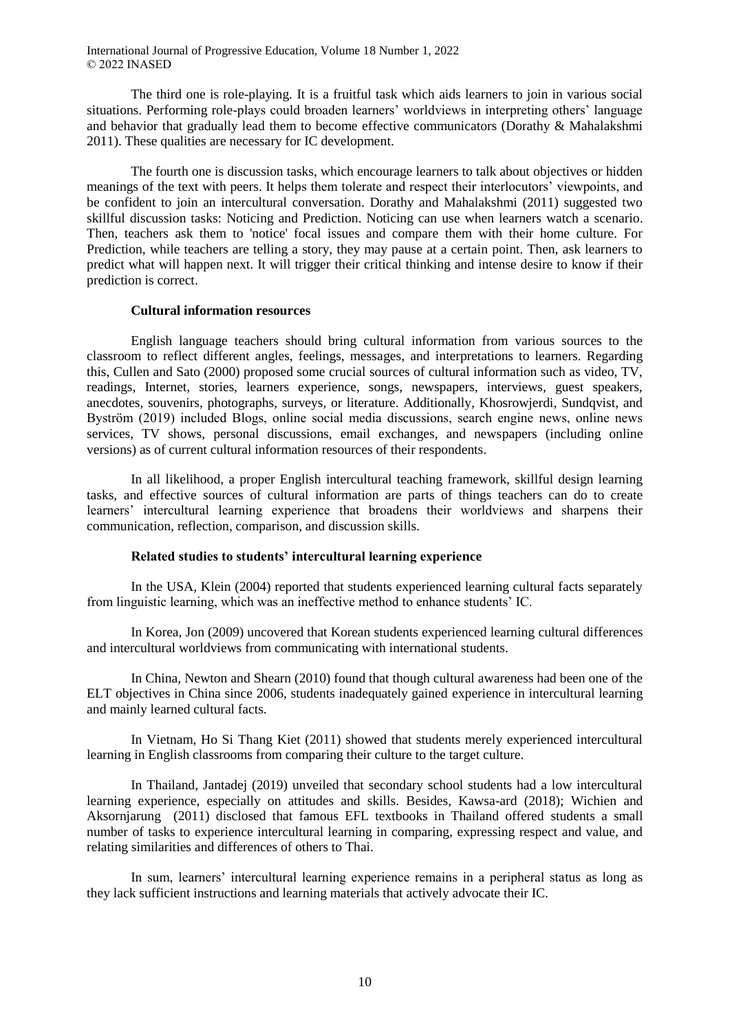The third one is role-playing. It is a fruitful task which aids learners to join in various social situations. Performing role-plays could broaden learners' worldviews in interpreting others' language and behavior that gradually lead them to become effective communicators (Dorathy & Mahalakshmi 2011). These qualities are necessary for IC development.

The fourth one is discussion tasks, which encourage learners to talk about objectives or hidden meanings of the text with peers. It helps them tolerate and respect their interlocutors' viewpoints, and be confident to join an intercultural conversation. Dorathy and Mahalakshmi (2011) suggested two skillful discussion tasks: Noticing and Prediction. Noticing can use when learners watch a scenario. Then, teachers ask them to 'notice' focal issues and compare them with their home culture. For Prediction, while teachers are telling a story, they may pause at a certain point. Then, ask learners to predict what will happen next. It will trigger their critical thinking and intense desire to know if their prediction is correct.

### Cultural information resources

English language teachers should bring cultural information from various sources to the classroom to reflect different angles, feelings, messages, and interpretations to learners. Regarding this, Cullen and Sato (2000) proposed some crucial sources of cultural information such as video, TV, readings, Internet, stories, learners experience, songs, newspapers, interviews, guest speakers, anecdotes, souvenirs, photographs, surveys, or literature. Additionally, Khosrowjerdi, Sundqvist, and Byström (2019) included Blogs, online social media discussions, search engine news, online news services, TV shows, personal discussions, email exchanges, and newspapers (including online versions) as of current cultural information resources of their respondents.

In all likelihood, a proper English intercultural teaching framework, skillful design learning tasks, and effective sources of cultural information are parts of things teachers can do to create learners' intercultural learning experience that broadens their worldviews and sharpens their communication, reflection, comparison, and discussion skills.

### Related studies to students' intercultural learning experience

In the USA, Klein (2004) reported that students experienced learning cultural facts separately from linguistic learning, which was an ineffective method to enhance students' IC.

In Korea, Jon (2009) uncovered that Korean students experienced learning cultural differences and intercultural worldviews from communicating with international students.

In China, Newton and Shearn (2010) found that though cultural awareness had been one of the ELT objectives in China since 2006, students inadequately gained experience in intercultural learning and mainly learned cultural facts.

In Vietnam, Ho Si Thang Kiet (2011) showed that students merely experienced intercultural learning in English classrooms from comparing their culture to the target culture.

In Thailand, Jantadej (2019) unveiled that secondary school students had a low intercultural learning experience, especially on attitudes and skills. Besides, Kawsa-ard (2018); Wichien and Aksornjarung (2011) disclosed that famous EFL textbooks in Thailand offered students a small number of tasks to experience intercultural learning in comparing, expressing respect and value, and relating similarities and differences of others to Thai.

In sum, learners' intercultural learning experience remains in a peripheral status as long as they lack sufficient instructions and learning materials that actively advocate their IC.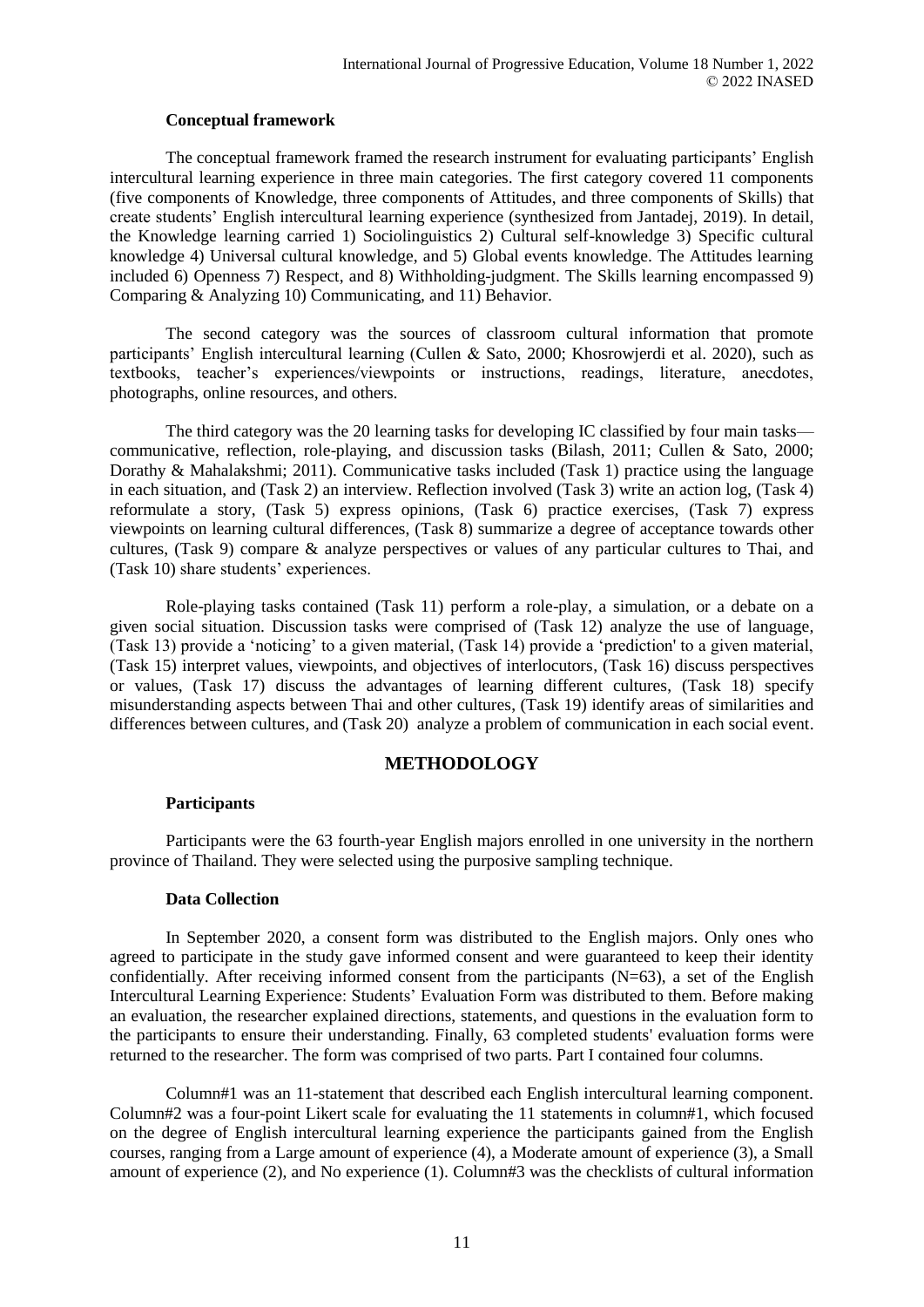### Conceptual framework

The conceptual framework framed the research instrument for evaluating participants' English intercultural learning experience in three main categories. The first category covered 11 components (five components of Knowledge, three components of Attitudes, and three components of Skills) that create students' English intercultural learning experience (synthesized from Jantadej, 2019). In detail, the Knowledge learning carried 1) Sociolinguistics 2) Cultural self-knowledge 3) Specific cultural knowledge 4) Universal cultural knowledge, and 5) Global events knowledge. The Attitudes learning included 6) Openness 7) Respect, and 8) Withholding-judgment. The Skills learning encompassed 9) Comparing & Analyzing 10) Communicating, and 11) Behavior.

The second category was the sources of classroom cultural information that promote participants' English intercultural learning (Cullen & Sato, 2000; Khosrowjerdi et al. 2020), such as textbooks, teacher's experiences/viewpoints or instructions, readings, literature, anecdotes, photographs, online resources, and others.

The third category was the 20 learning tasks for developing IC classified by four main tasks—communicative, reflection, role-playing, and discussion tasks (Bilash, 2011; Cullen & Sato, 2000; Dorathy & Mahalakshmi; 2011). Communicative tasks included (Task 1) practice using the language in each situation, and (Task 2) an interview. Reflection involved (Task 3) write an action log, (Task 4) reformulate a story, (Task 5) express opinions, (Task 6) practice exercises, (Task 7) express viewpoints on learning cultural differences, (Task 8) summarize a degree of acceptance towards other cultures, (Task 9) compare & analyze perspectives or values of any particular cultures to Thai, and (Task 10) share students' experiences.

Role-playing tasks contained (Task 11) perform a role-play, a simulation, or a debate on a given social situation. Discussion tasks were comprised of (Task 12) analyze the use of language, (Task 13) provide a 'noticing' to a given material, (Task 14) provide a 'prediction' to a given material, (Task 15) interpret values, viewpoints, and objectives of interlocutors, (Task 16) discuss perspectives or values, (Task 17) discuss the advantages of learning different cultures, (Task 18) specify misunderstanding aspects between Thai and other cultures, (Task 19) identify areas of similarities and differences between cultures, and (Task 20) analyze a problem of communication in each social event.

## METHODOLOGY

### Participants

Participants were the 63 fourth-year English majors enrolled in one university in the northern province of Thailand. They were selected using the purposive sampling technique.

### Data Collection

In September 2020, a consent form was distributed to the English majors. Only ones who agreed to participate in the study gave informed consent and were guaranteed to keep their identity confidentially. After receiving informed consent from the participants (N=63), a set of the English Intercultural Learning Experience: Students' Evaluation Form was distributed to them. Before making an evaluation, the researcher explained directions, statements, and questions in the evaluation form to the participants to ensure their understanding. Finally, 63 completed students' evaluation forms were returned to the researcher. The form was comprised of two parts. Part I contained four columns.

Column#1 was an 11-statement that described each English intercultural learning component. Column#2 was a four-point Likert scale for evaluating the 11 statements in column#1, which focused on the degree of English intercultural learning experience the participants gained from the English courses, ranging from a Large amount of experience (4), a Moderate amount of experience (3), a Small amount of experience (2), and No experience (1). Column#3 was the checklists of cultural information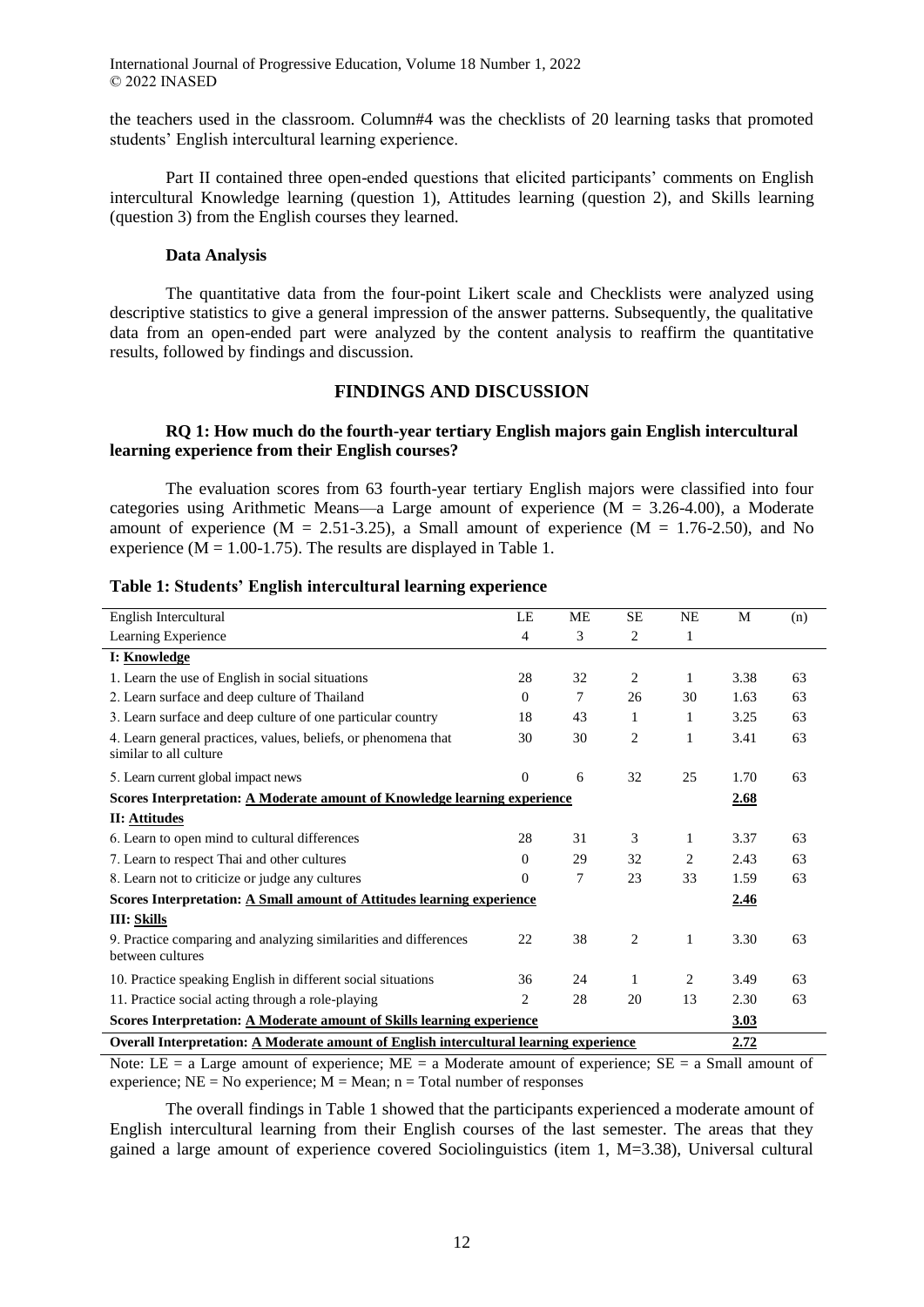the teachers used in the classroom. Column#4 was the checklists of 20 learning tasks that promoted students' English intercultural learning experience.

Part II contained three open-ended questions that elicited participants' comments on English intercultural Knowledge learning (question 1), Attitudes learning (question 2), and Skills learning (question 3) from the English courses they learned.

### Data Analysis

The quantitative data from the four-point Likert scale and Checklists were analyzed using descriptive statistics to give a general impression of the answer patterns. Subsequently, the qualitative data from an open-ended part were analyzed by the content analysis to reaffirm the quantitative results, followed by findings and discussion.

## FINDINGS AND DISCUSSION

### RQ 1: How much do the fourth-year tertiary English majors gain English intercultural learning experience from their English courses?

The evaluation scores from 63 fourth-year tertiary English majors were classified into four categories using Arithmetic Means—a Large amount of experience ($M = 3.26$-$4.00$), a Moderate amount of experience ($M = 2.51$-$3.25$), a Small amount of experience ($M = 1.76$-$2.50$), and No experience ($M = 1.00$-$1.75$). The results are displayed in Table 1.

**Table 1: Students' English intercultural learning experience**

| English Intercultural Learning Experience | LE 4 | ME 3 | SE 2 | NE 1 | M | (n) |
|---|---|---|---|---|---|---|
| **I: Knowledge** | | | | | | |
| 1. Learn the use of English in social situations | 28 | 32 | 2 | 1 | 3.38 | 63 |
| 2. Learn surface and deep culture of Thailand | 0 | 7 | 26 | 30 | 1.63 | 63 |
| 3. Learn surface and deep culture of one particular country | 18 | 43 | 1 | 1 | 3.25 | 63 |
| 4. Learn general practices, values, beliefs, or phenomena that similar to all culture | 30 | 30 | 2 | 1 | 3.41 | 63 |
| 5. Learn current global impact news | 0 | 6 | 32 | 25 | 1.70 | 63 |
| **Scores Interpretation: A Moderate amount of Knowledge learning experience** | | | | | **2.68** | |
| **II: Attitudes** | | | | | | |
| 6. Learn to open mind to cultural differences | 28 | 31 | 3 | 1 | 3.37 | 63 |
| 7. Learn to respect Thai and other cultures | 0 | 29 | 32 | 2 | 2.43 | 63 |
| 8. Learn not to criticize or judge any cultures | 0 | 7 | 23 | 33 | 1.59 | 63 |
| **Scores Interpretation: A Small amount of Attitudes learning experience** | | | | | **2.46** | |
| **III: Skills** | | | | | | |
| 9. Practice comparing and analyzing similarities and differences between cultures | 22 | 38 | 2 | 1 | 3.30 | 63 |
| 10. Practice speaking English in different social situations | 36 | 24 | 1 | 2 | 3.49 | 63 |
| 11. Practice social acting through a role-playing | 2 | 28 | 20 | 13 | 2.30 | 63 |
| **Scores Interpretation: A Moderate amount of Skills learning experience** | | | | | **3.03** | |
| **Overall Interpretation: A Moderate amount of English intercultural learning experience** | | | | | **2.72** | |

Note: LE = a Large amount of experience; ME = a Moderate amount of experience; SE = a Small amount of experience; NE = No experience; M = Mean; n = Total number of responses

The overall findings in Table 1 showed that the participants experienced a moderate amount of English intercultural learning from their English courses of the last semester. The areas that they gained a large amount of experience covered Sociolinguistics (item 1, M=3.38), Universal cultural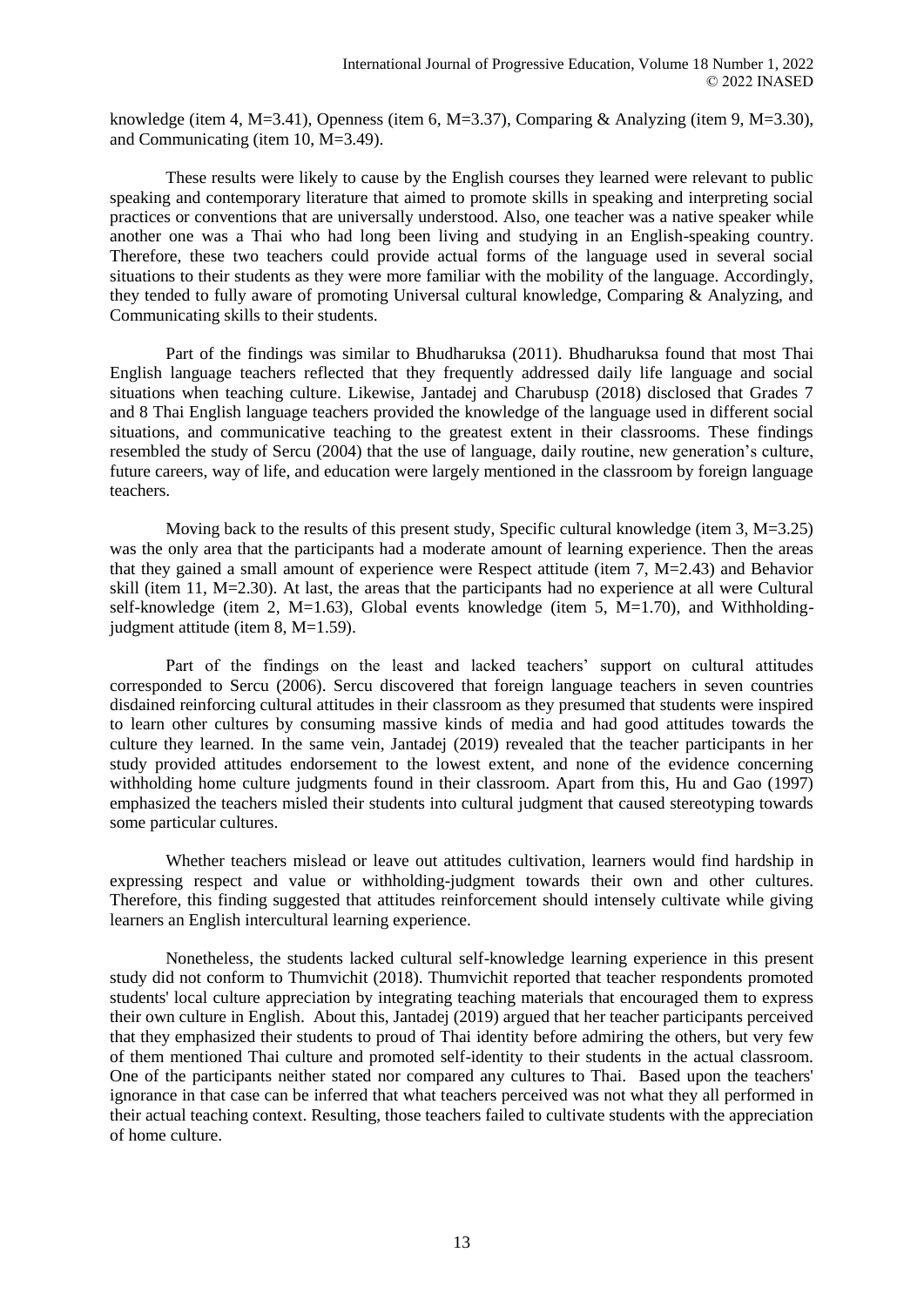knowledge (item 4, M=3.41), Openness (item 6, M=3.37), Comparing & Analyzing (item 9, M=3.30), and Communicating (item 10, M=3.49).

These results were likely to cause by the English courses they learned were relevant to public speaking and contemporary literature that aimed to promote skills in speaking and interpreting social practices or conventions that are universally understood. Also, one teacher was a native speaker while another one was a Thai who had long been living and studying in an English-speaking country. Therefore, these two teachers could provide actual forms of the language used in several social situations to their students as they were more familiar with the mobility of the language. Accordingly, they tended to fully aware of promoting Universal cultural knowledge, Comparing & Analyzing, and Communicating skills to their students.

Part of the findings was similar to Bhudharuksa (2011). Bhudharuksa found that most Thai English language teachers reflected that they frequently addressed daily life language and social situations when teaching culture. Likewise, Jantadej and Charubusp (2018) disclosed that Grades 7 and 8 Thai English language teachers provided the knowledge of the language used in different social situations, and communicative teaching to the greatest extent in their classrooms. These findings resembled the study of Sercu (2004) that the use of language, daily routine, new generation's culture, future careers, way of life, and education were largely mentioned in the classroom by foreign language teachers.

Moving back to the results of this present study, Specific cultural knowledge (item 3, M=3.25) was the only area that the participants had a moderate amount of learning experience. Then the areas that they gained a small amount of experience were Respect attitude (item 7, M=2.43) and Behavior skill (item 11, M=2.30). At last, the areas that the participants had no experience at all were Cultural self-knowledge (item 2, M=1.63), Global events knowledge (item 5, M=1.70), and Withholding-judgment attitude (item 8, M=1.59).

Part of the findings on the least and lacked teachers' support on cultural attitudes corresponded to Sercu (2006). Sercu discovered that foreign language teachers in seven countries disdained reinforcing cultural attitudes in their classroom as they presumed that students were inspired to learn other cultures by consuming massive kinds of media and had good attitudes towards the culture they learned. In the same vein, Jantadej (2019) revealed that the teacher participants in her study provided attitudes endorsement to the lowest extent, and none of the evidence concerning withholding home culture judgments found in their classroom. Apart from this, Hu and Gao (1997) emphasized the teachers misled their students into cultural judgment that caused stereotyping towards some particular cultures.

Whether teachers mislead or leave out attitudes cultivation, learners would find hardship in expressing respect and value or withholding-judgment towards their own and other cultures. Therefore, this finding suggested that attitudes reinforcement should intensely cultivate while giving learners an English intercultural learning experience.

Nonetheless, the students lacked cultural self-knowledge learning experience in this present study did not conform to Thumvichit (2018). Thumvichit reported that teacher respondents promoted students' local culture appreciation by integrating teaching materials that encouraged them to express their own culture in English. About this, Jantadej (2019) argued that her teacher participants perceived that they emphasized their students to proud of Thai identity before admiring the others, but very few of them mentioned Thai culture and promoted self-identity to their students in the actual classroom. One of the participants neither stated nor compared any cultures to Thai. Based upon the teachers' ignorance in that case can be inferred that what teachers perceived was not what they all performed in their actual teaching context. Resulting, those teachers failed to cultivate students with the appreciation of home culture.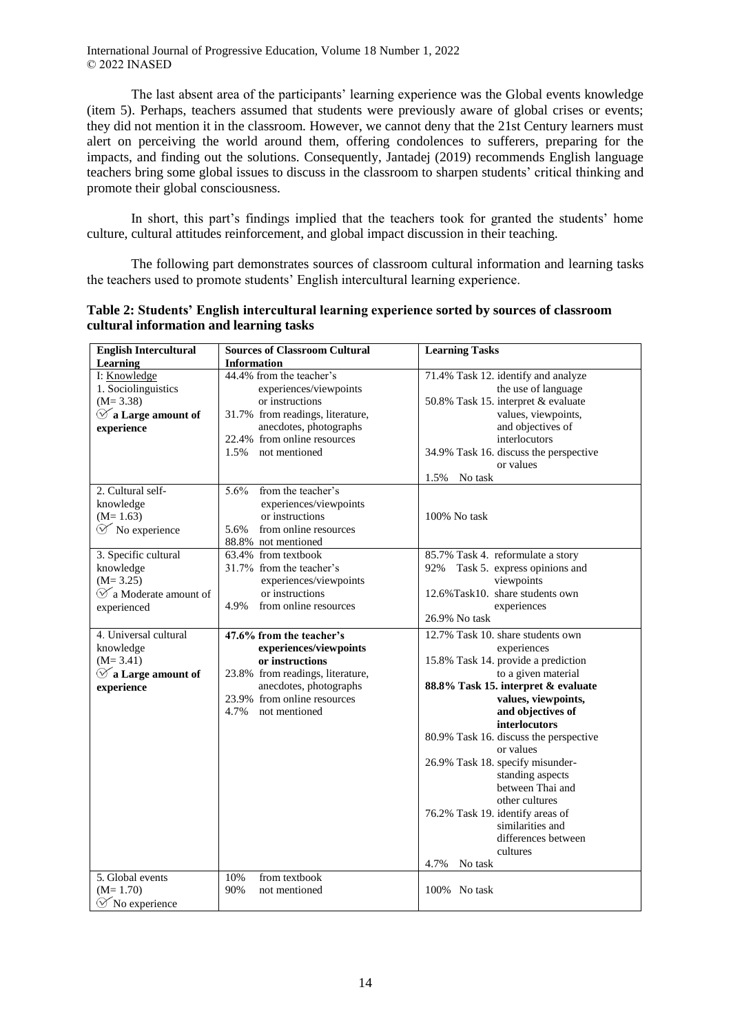The last absent area of the participants' learning experience was the Global events knowledge (item 5). Perhaps, teachers assumed that students were previously aware of global crises or events; they did not mention it in the classroom. However, we cannot deny that the 21st Century learners must alert on perceiving the world around them, offering condolences to sufferers, preparing for the impacts, and finding out the solutions. Consequently, Jantadej (2019) recommends English language teachers bring some global issues to discuss in the classroom to sharpen students' critical thinking and promote their global consciousness.

In short, this part's findings implied that the teachers took for granted the students' home culture, cultural attitudes reinforcement, and global impact discussion in their teaching.

The following part demonstrates sources of classroom cultural information and learning tasks the teachers used to promote students' English intercultural learning experience.

**Table 2: Students' English intercultural learning experience sorted by sources of classroom cultural information and learning tasks**

| English Intercultural Learning | Sources of Classroom Cultural Information | Learning Tasks |
|---|---|---|
| I: Knowledge<br>1. Sociolinguistics<br>(M= 3.38)<br>✓ **a Large amount of experience** | 44.4% from the teacher's experiences/viewpoints or instructions<br>31.7% from readings, literature, anecdotes, photographs<br>22.4% from online resources<br>1.5% not mentioned | 71.4% Task 12. identify and analyze the use of language<br>50.8% Task 15. interpret & evaluate values, viewpoints, and objectives of interlocutors<br>34.9% Task 16. discuss the perspective or values<br>1.5% No task |
| 2. Cultural self-knowledge<br>(M= 1.63)<br>✓ No experience | 5.6% from the teacher's experiences/viewpoints or instructions<br>5.6% from online resources<br>88.8% not mentioned | 100% No task |
| 3. Specific cultural knowledge<br>(M= 3.25)<br>✓ a Moderate amount of experienced | 63.4% from textbook<br>31.7% from the teacher's experiences/viewpoints or instructions<br>4.9% from online resources | 85.7% Task 4. reformulate a story<br>92% Task 5. express opinions and viewpoints<br>12.6%Task10. share students own experiences<br>26.9% No task |
| 4. Universal cultural knowledge<br>(M= 3.41)<br>✓ **a Large amount of experience** | **47.6% from the teacher's experiences/viewpoints or instructions**<br>23.8% from readings, literature, anecdotes, photographs<br>23.9% from online resources<br>4.7% not mentioned | 12.7% Task 10. share students own experiences<br>15.8% Task 14. provide a prediction to a given material<br>**88.8% Task 15. interpret & evaluate values, viewpoints, and objectives of interlocutors**<br>80.9% Task 16. discuss the perspective or values<br>26.9% Task 18. specify misunderstanding aspects between Thai and other cultures<br>76.2% Task 19. identify areas of similarities and differences between cultures<br>4.7% No task |
| 5. Global events<br>(M= 1.70)<br>✓ No experience | 10% from textbook<br>90% not mentioned | 100% No task |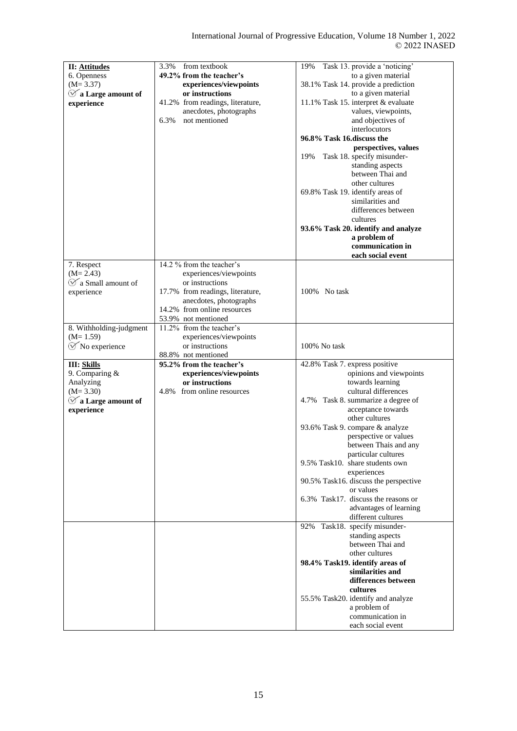| | | |
|---|---|---|
| **II: Attitudes**<br>6. Openness<br>(M= 3.37)<br>✓ **a Large amount of experience** | 3.3% from textbook<br>**49.2% from the teacher's experiences/viewpoints or instructions**<br>41.2% from readings, literature, anecdotes, photographs<br>6.3% not mentioned | 19% Task 13. provide a 'noticing' to a given material<br>38.1% Task 14. provide a prediction to a given material<br>11.1% Task 15. interpret & evaluate values, viewpoints, and objectives of interlocutors<br>**96.8% Task 16.discuss the perspectives, values**<br>19% Task 18. specify misunder-standing aspects between Thai and other cultures<br>69.8% Task 19. identify areas of similarities and differences between cultures<br>**93.6% Task 20. identify and analyze a problem of communication in each social event** |
| 7. Respect<br>(M= 2.43)<br>✓ a Small amount of experience | 14.2 % from the teacher's experiences/viewpoints or instructions<br>17.7% from readings, literature, anecdotes, photographs<br>14.2% from online resources<br>53.9% not mentioned | 100% No task |
| 8. Withholding-judgment<br>(M= 1.59)<br>✓ No experience | 11.2% from the teacher's experiences/viewpoints or instructions<br>88.8% not mentioned | 100% No task |
| **III: Skills**<br>9. Comparing & Analyzing<br>(M= 3.30)<br>✓ **a Large amount of experience** | **95.2% from the teacher's experiences/viewpoints or instructions**<br>4.8% from online resources | 42.8% Task 7. express positive opinions and viewpoints towards learning cultural differences<br>4.7% Task 8. summarize a degree of acceptance towards other cultures<br>93.6% Task 9. compare & analyze perspective or values between Thais and any particular cultures<br>9.5% Task10. share students own experiences<br>90.5% Task16. discuss the perspective or values<br>6.3% Task17. discuss the reasons or advantages of learning different cultures |
| | | 92% Task18. specify misunder-standing aspects between Thai and other cultures<br>**98.4% Task19. identify areas of similarities and differences between cultures**<br>55.5% Task20. identify and analyze a problem of communication in each social event |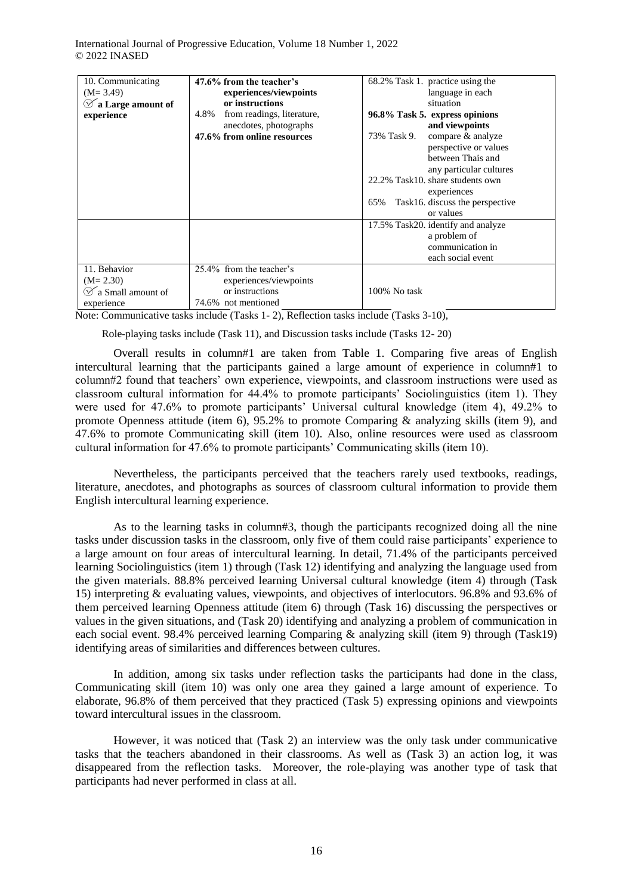| | | |
|---|---|---|
| 10. Communicating (M= 3.49) ✓ **a Large amount of experience** | **47.6% from the teacher's experiences/viewpoints or instructions**<br>4.8% from readings, literature, anecdotes, photographs<br>**47.6% from online resources** | 68.2% Task 1. practice using the language in each situation<br>**96.8% Task 5. express opinions and viewpoints**<br>73% Task 9. compare & analyze perspective or values between Thais and any particular cultures<br>22.2% Task10. share students own experiences<br>65% Task16. discuss the perspective or values |
| | | 17.5% Task20. identify and analyze a problem of communication in each social event |
| 11. Behavior (M= 2.30) ✓ a Small amount of experience | 25.4% from the teacher's experiences/viewpoints or instructions<br>74.6% not mentioned | 100% No task |

Note: Communicative tasks include (Tasks 1- 2), Reflection tasks include (Tasks 3-10),

Role-playing tasks include (Task 11), and Discussion tasks include (Tasks 12- 20)

Overall results in column#1 are taken from Table 1. Comparing five areas of English intercultural learning that the participants gained a large amount of experience in column#1 to column#2 found that teachers' own experience, viewpoints, and classroom instructions were used as classroom cultural information for 44.4% to promote participants' Sociolinguistics (item 1). They were used for 47.6% to promote participants' Universal cultural knowledge (item 4), 49.2% to promote Openness attitude (item 6), 95.2% to promote Comparing & analyzing skills (item 9), and 47.6% to promote Communicating skill (item 10). Also, online resources were used as classroom cultural information for 47.6% to promote participants' Communicating skills (item 10).

Nevertheless, the participants perceived that the teachers rarely used textbooks, readings, literature, anecdotes, and photographs as sources of classroom cultural information to provide them English intercultural learning experience.

As to the learning tasks in column#3, though the participants recognized doing all the nine tasks under discussion tasks in the classroom, only five of them could raise participants' experience to a large amount on four areas of intercultural learning. In detail, 71.4% of the participants perceived learning Sociolinguistics (item 1) through (Task 12) identifying and analyzing the language used from the given materials. 88.8% perceived learning Universal cultural knowledge (item 4) through (Task 15) interpreting & evaluating values, viewpoints, and objectives of interlocutors. 96.8% and 93.6% of them perceived learning Openness attitude (item 6) through (Task 16) discussing the perspectives or values in the given situations, and (Task 20) identifying and analyzing a problem of communication in each social event. 98.4% perceived learning Comparing & analyzing skill (item 9) through (Task19) identifying areas of similarities and differences between cultures.

In addition, among six tasks under reflection tasks the participants had done in the class, Communicating skill (item 10) was only one area they gained a large amount of experience. To elaborate, 96.8% of them perceived that they practiced (Task 5) expressing opinions and viewpoints toward intercultural issues in the classroom.

However, it was noticed that (Task 2) an interview was the only task under communicative tasks that the teachers abandoned in their classrooms. As well as (Task 3) an action log, it was disappeared from the reflection tasks. Moreover, the role-playing was another type of task that participants had never performed in class at all.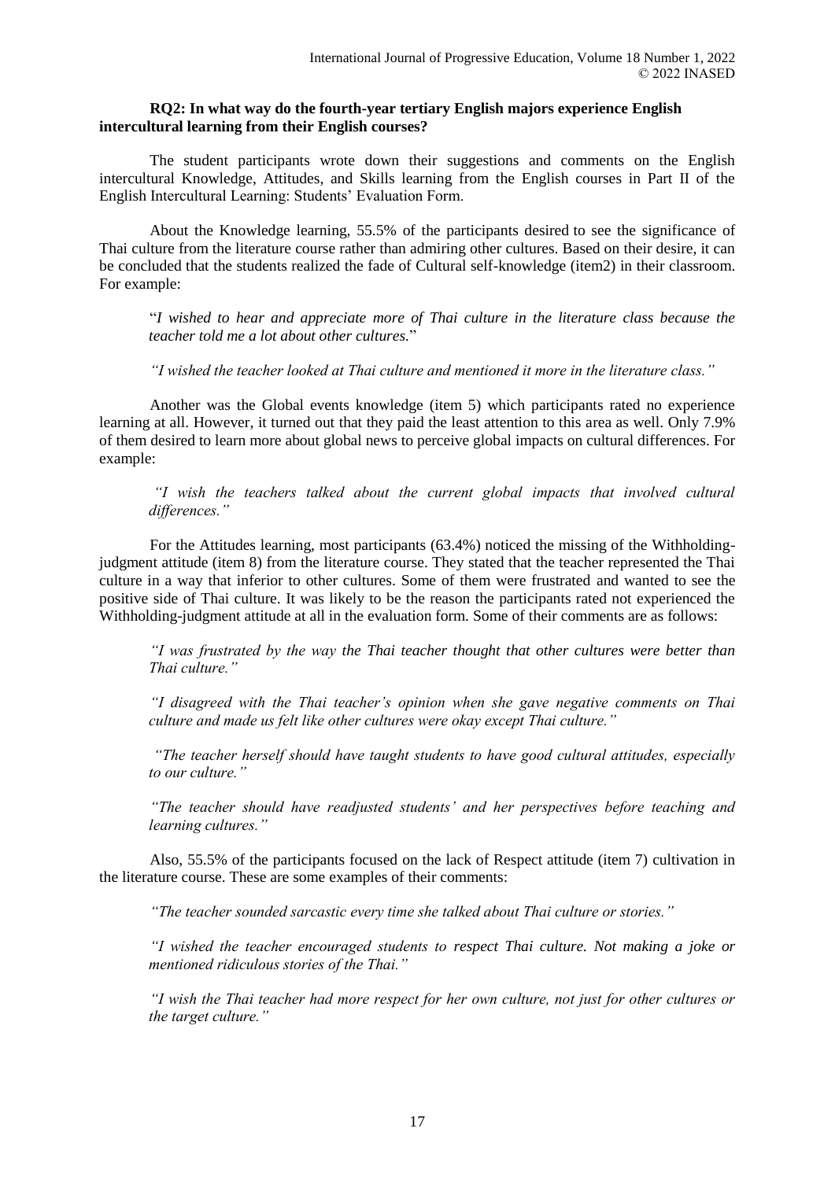**RQ2: In what way do the fourth-year tertiary English majors experience English intercultural learning from their English courses?**

The student participants wrote down their suggestions and comments on the English intercultural Knowledge, Attitudes, and Skills learning from the English courses in Part II of the English Intercultural Learning: Students' Evaluation Form.

About the Knowledge learning, 55.5% of the participants desired to see the significance of Thai culture from the literature course rather than admiring other cultures. Based on their desire, it can be concluded that the students realized the fade of Cultural self-knowledge (item2) in their classroom. For example:

> "*I wished to hear and appreciate more of Thai culture in the literature class because the teacher told me a lot about other cultures.*"
>
> *"I wished the teacher looked at Thai culture and mentioned it more in the literature class."*

Another was the Global events knowledge (item 5) which participants rated no experience learning at all. However, it turned out that they paid the least attention to this area as well. Only 7.9% of them desired to learn more about global news to perceive global impacts on cultural differences. For example:

> *"I wish the teachers talked about the current global impacts that involved cultural differences."*

For the Attitudes learning, most participants (63.4%) noticed the missing of the Withholding-judgment attitude (item 8) from the literature course. They stated that the teacher represented the Thai culture in a way that inferior to other cultures. Some of them were frustrated and wanted to see the positive side of Thai culture. It was likely to be the reason the participants rated not experienced the Withholding-judgment attitude at all in the evaluation form. Some of their comments are as follows:

> *"I was frustrated by the way the Thai teacher thought that other cultures were better than Thai culture."*
>
> *"I disagreed with the Thai teacher's opinion when she gave negative comments on Thai culture and made us felt like other cultures were okay except Thai culture."*
>
> *"The teacher herself should have taught students to have good cultural attitudes, especially to our culture."*
>
> *"The teacher should have readjusted students' and her perspectives before teaching and learning cultures."*

Also, 55.5% of the participants focused on the lack of Respect attitude (item 7) cultivation in the literature course. These are some examples of their comments:

> *"The teacher sounded sarcastic every time she talked about Thai culture or stories."*
>
> *"I wished the teacher encouraged students to respect Thai culture. Not making a joke or mentioned ridiculous stories of the Thai."*
>
> *"I wish the Thai teacher had more respect for her own culture, not just for other cultures or the target culture."*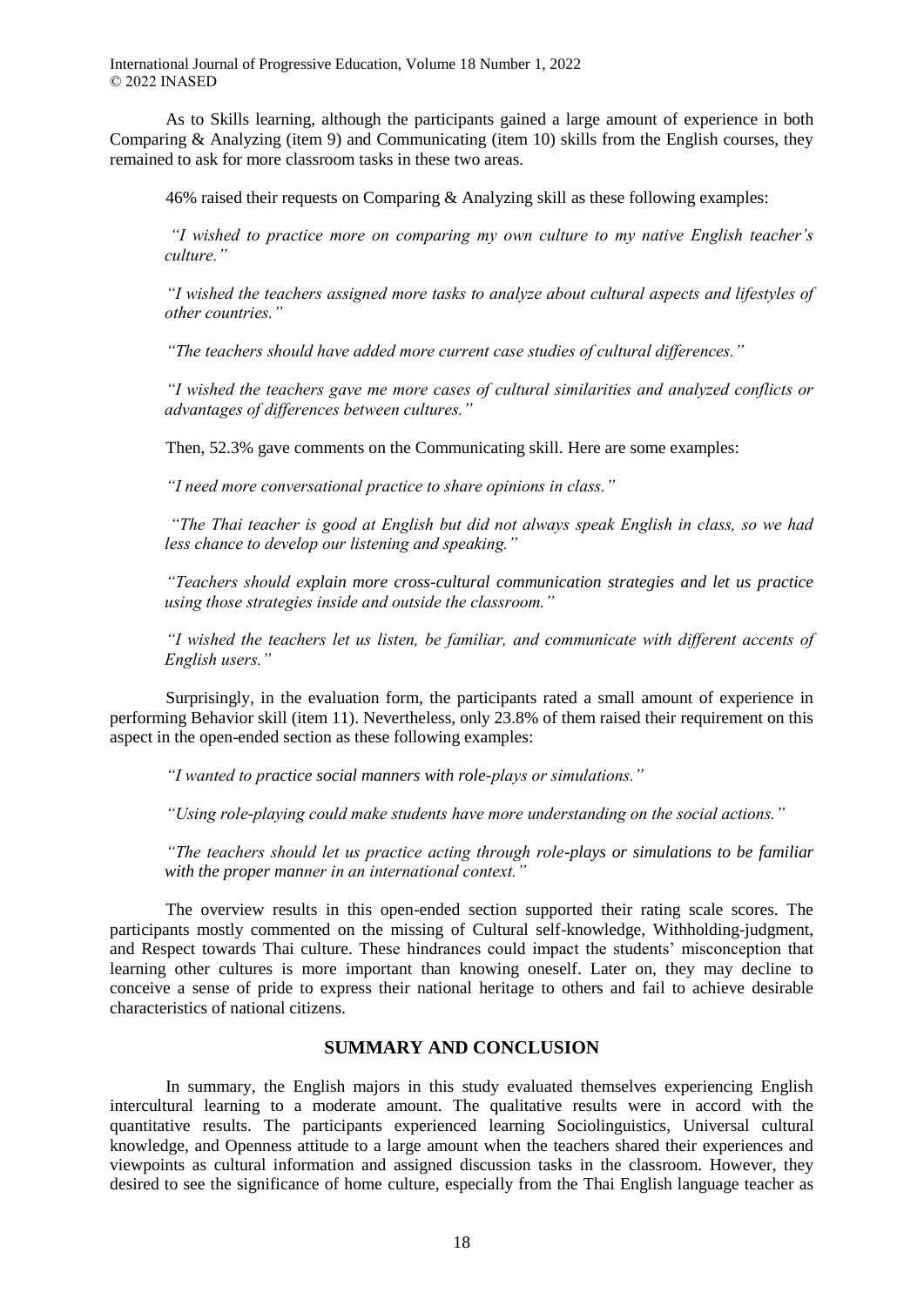As to Skills learning, although the participants gained a large amount of experience in both Comparing & Analyzing (item 9) and Communicating (item 10) skills from the English courses, they remained to ask for more classroom tasks in these two areas.

46% raised their requests on Comparing & Analyzing skill as these following examples:

> *"I wished to practice more on comparing my own culture to my native English teacher's culture."*
>
> *"I wished the teachers assigned more tasks to analyze about cultural aspects and lifestyles of other countries."*
>
> *"The teachers should have added more current case studies of cultural differences."*
>
> *"I wished the teachers gave me more cases of cultural similarities and analyzed conflicts or advantages of differences between cultures."*

Then, 52.3% gave comments on the Communicating skill. Here are some examples:

> *"I need more conversational practice to share opinions in class."*
>
> *"The Thai teacher is good at English but did not always speak English in class, so we had less chance to develop our listening and speaking."*
>
> *"Teachers should explain more cross-cultural communication strategies and let us practice using those strategies inside and outside the classroom."*
>
> *"I wished the teachers let us listen, be familiar, and communicate with different accents of English users."*

Surprisingly, in the evaluation form, the participants rated a small amount of experience in performing Behavior skill (item 11). Nevertheless, only 23.8% of them raised their requirement on this aspect in the open-ended section as these following examples:

> *"I wanted to practice social manners with role-plays or simulations."*
>
> *"Using role-playing could make students have more understanding on the social actions."*
>
> *"The teachers should let us practice acting through role-plays or simulations to be familiar with the proper manner in an international context."*

The overview results in this open-ended section supported their rating scale scores. The participants mostly commented on the missing of Cultural self-knowledge, Withholding-judgment, and Respect towards Thai culture. These hindrances could impact the students' misconception that learning other cultures is more important than knowing oneself. Later on, they may decline to conceive a sense of pride to express their national heritage to others and fail to achieve desirable characteristics of national citizens.

## SUMMARY AND CONCLUSION

In summary, the English majors in this study evaluated themselves experiencing English intercultural learning to a moderate amount. The qualitative results were in accord with the quantitative results. The participants experienced learning Sociolinguistics, Universal cultural knowledge, and Openness attitude to a large amount when the teachers shared their experiences and viewpoints as cultural information and assigned discussion tasks in the classroom. However, they desired to see the significance of home culture, especially from the Thai English language teacher as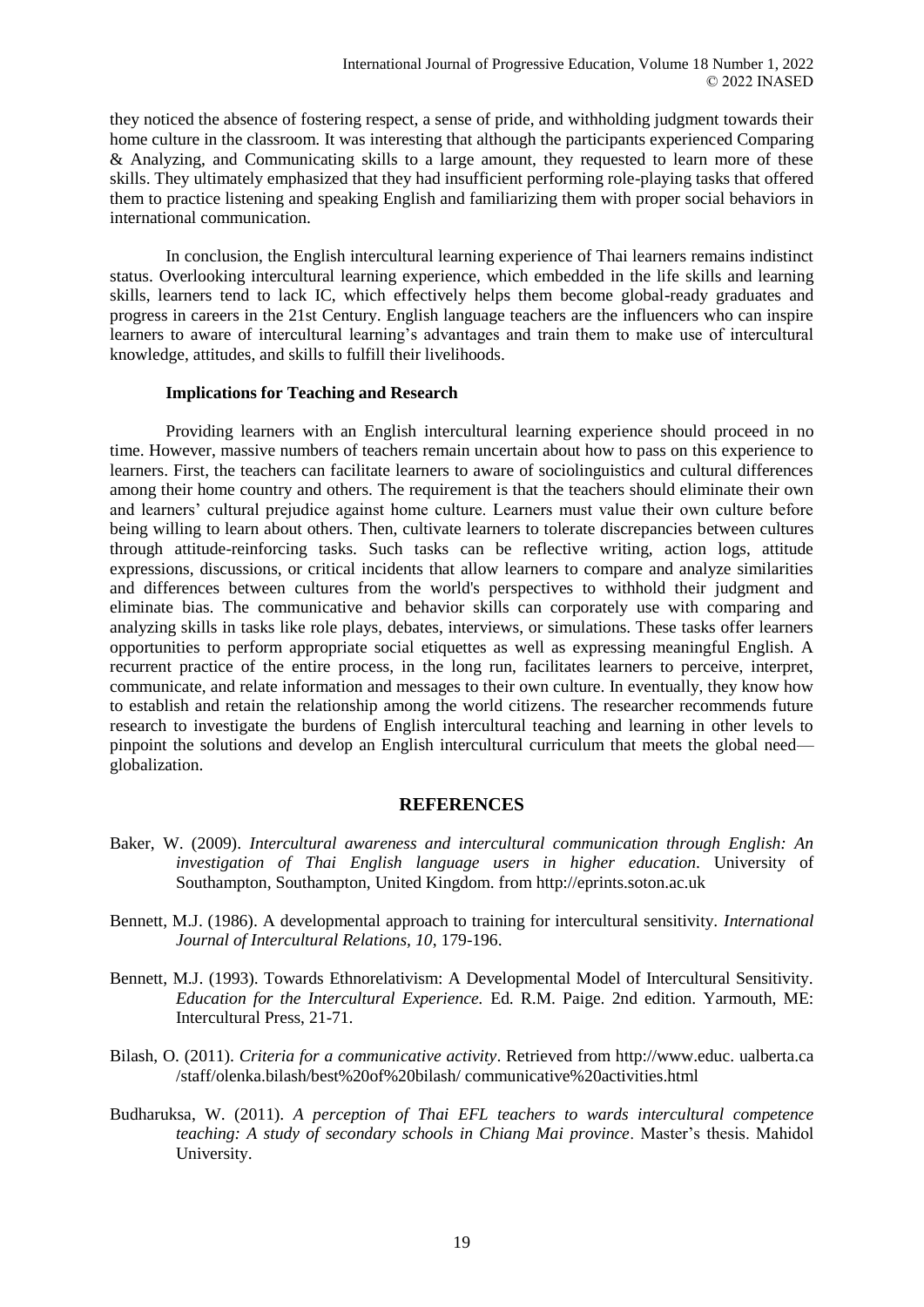they noticed the absence of fostering respect, a sense of pride, and withholding judgment towards their home culture in the classroom. It was interesting that although the participants experienced Comparing & Analyzing, and Communicating skills to a large amount, they requested to learn more of these skills. They ultimately emphasized that they had insufficient performing role-playing tasks that offered them to practice listening and speaking English and familiarizing them with proper social behaviors in international communication.

In conclusion, the English intercultural learning experience of Thai learners remains indistinct status. Overlooking intercultural learning experience, which embedded in the life skills and learning skills, learners tend to lack IC, which effectively helps them become global-ready graduates and progress in careers in the 21st Century. English language teachers are the influencers who can inspire learners to aware of intercultural learning's advantages and train them to make use of intercultural knowledge, attitudes, and skills to fulfill their livelihoods.

### Implications for Teaching and Research

Providing learners with an English intercultural learning experience should proceed in no time. However, massive numbers of teachers remain uncertain about how to pass on this experience to learners. First, the teachers can facilitate learners to aware of sociolinguistics and cultural differences among their home country and others. The requirement is that the teachers should eliminate their own and learners' cultural prejudice against home culture. Learners must value their own culture before being willing to learn about others. Then, cultivate learners to tolerate discrepancies between cultures through attitude-reinforcing tasks. Such tasks can be reflective writing, action logs, attitude expressions, discussions, or critical incidents that allow learners to compare and analyze similarities and differences between cultures from the world's perspectives to withhold their judgment and eliminate bias. The communicative and behavior skills can corporately use with comparing and analyzing skills in tasks like role plays, debates, interviews, or simulations. These tasks offer learners opportunities to perform appropriate social etiquettes as well as expressing meaningful English. A recurrent practice of the entire process, in the long run, facilitates learners to perceive, interpret, communicate, and relate information and messages to their own culture. In eventually, they know how to establish and retain the relationship among the world citizens. The researcher recommends future research to investigate the burdens of English intercultural teaching and learning in other levels to pinpoint the solutions and develop an English intercultural curriculum that meets the global need—globalization.

## REFERENCES

Baker, W. (2009). *Intercultural awareness and intercultural communication through English: An investigation of Thai English language users in higher education*. University of Southampton, Southampton, United Kingdom. from http://eprints.soton.ac.uk

Bennett, M.J. (1986). A developmental approach to training for intercultural sensitivity. *International Journal of Intercultural Relations*, *10*, 179-196.

Bennett, M.J. (1993). Towards Ethnorelativism: A Developmental Model of Intercultural Sensitivity. *Education for the Intercultural Experience.* Ed. R.M. Paige. 2nd edition. Yarmouth, ME: Intercultural Press, 21-71.

Bilash, O. (2011). *Criteria for a communicative activity*. Retrieved from http://www.educ. ualberta.ca /staff/olenka.bilash/best%20of%20bilash/ communicative%20activities.html

Budharuksa, W. (2011). *A perception of Thai EFL teachers to wards intercultural competence teaching: A study of secondary schools in Chiang Mai province*. Master's thesis. Mahidol University.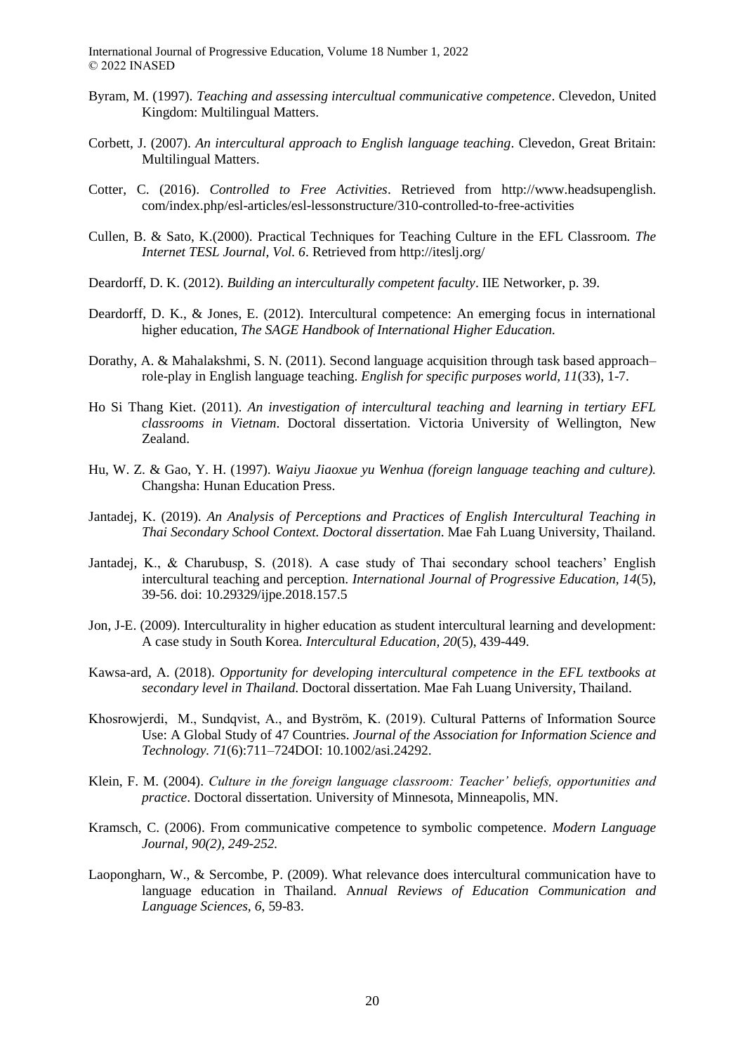Byram, M. (1997). *Teaching and assessing intercultual communicative competence*. Clevedon, United Kingdom: Multilingual Matters.

Corbett, J. (2007). *An intercultural approach to English language teaching*. Clevedon, Great Britain: Multilingual Matters.

Cotter, C. (2016). *Controlled to Free Activities*. Retrieved from http://www.headsupenglish.com/index.php/esl-articles/esl-lessonstructure/310-controlled-to-free-activities

Cullen, B. & Sato, K.(2000). Practical Techniques for Teaching Culture in the EFL Classroom. *The Internet TESL Journal, Vol. 6*. Retrieved from http://iteslj.org/

Deardorff, D. K. (2012). *Building an interculturally competent faculty*. IIE Networker, p. 39.

Deardorff, D. K., & Jones, E. (2012). Intercultural competence: An emerging focus in international higher education, *The SAGE Handbook of International Higher Education.*

Dorathy, A. & Mahalakshmi, S. N. (2011). Second language acquisition through task based approach– role-play in English language teaching. *English for specific purposes world, 11*(33), 1-7.

Ho Si Thang Kiet. (2011). *An investigation of intercultural teaching and learning in tertiary EFL classrooms in Vietnam*. Doctoral dissertation. Victoria University of Wellington, New Zealand.

Hu, W. Z. & Gao, Y. H. (1997). *Waiyu Jiaoxue yu Wenhua (foreign language teaching and culture).* Changsha: Hunan Education Press.

Jantadej, K. (2019). *An Analysis of Perceptions and Practices of English Intercultural Teaching in Thai Secondary School Context. Doctoral dissertation*. Mae Fah Luang University, Thailand.

Jantadej, K., & Charubusp, S. (2018). A case study of Thai secondary school teachers' English intercultural teaching and perception. *International Journal of Progressive Education, 14*(5), 39-56. doi: 10.29329/ijpe.2018.157.5

Jon, J-E. (2009). Interculturality in higher education as student intercultural learning and development: A case study in South Korea. *Intercultural Education, 20*(5), 439-449.

Kawsa-ard, A. (2018). *Opportunity for developing intercultural competence in the EFL textbooks at secondary level in Thailand*. Doctoral dissertation. Mae Fah Luang University, Thailand.

Khosrowjerdi, M., Sundqvist, A., and Byström, K. (2019). Cultural Patterns of Information Source Use: A Global Study of 47 Countries. *Journal of the Association for Information Science and Technology. 71*(6):711–724DOI: 10.1002/asi.24292.

Klein, F. M. (2004). *Culture in the foreign language classroom: Teacher' beliefs, opportunities and practice*. Doctoral dissertation. University of Minnesota, Minneapolis, MN.

Kramsch, C. (2006). From communicative competence to symbolic competence. *Modern Language Journal, 90(2), 249-252.*

Laopongharn, W., & Sercombe, P. (2009). What relevance does intercultural communication have to language education in Thailand. A*nnual Reviews of Education Communication and Language Sciences, 6*, 59-83.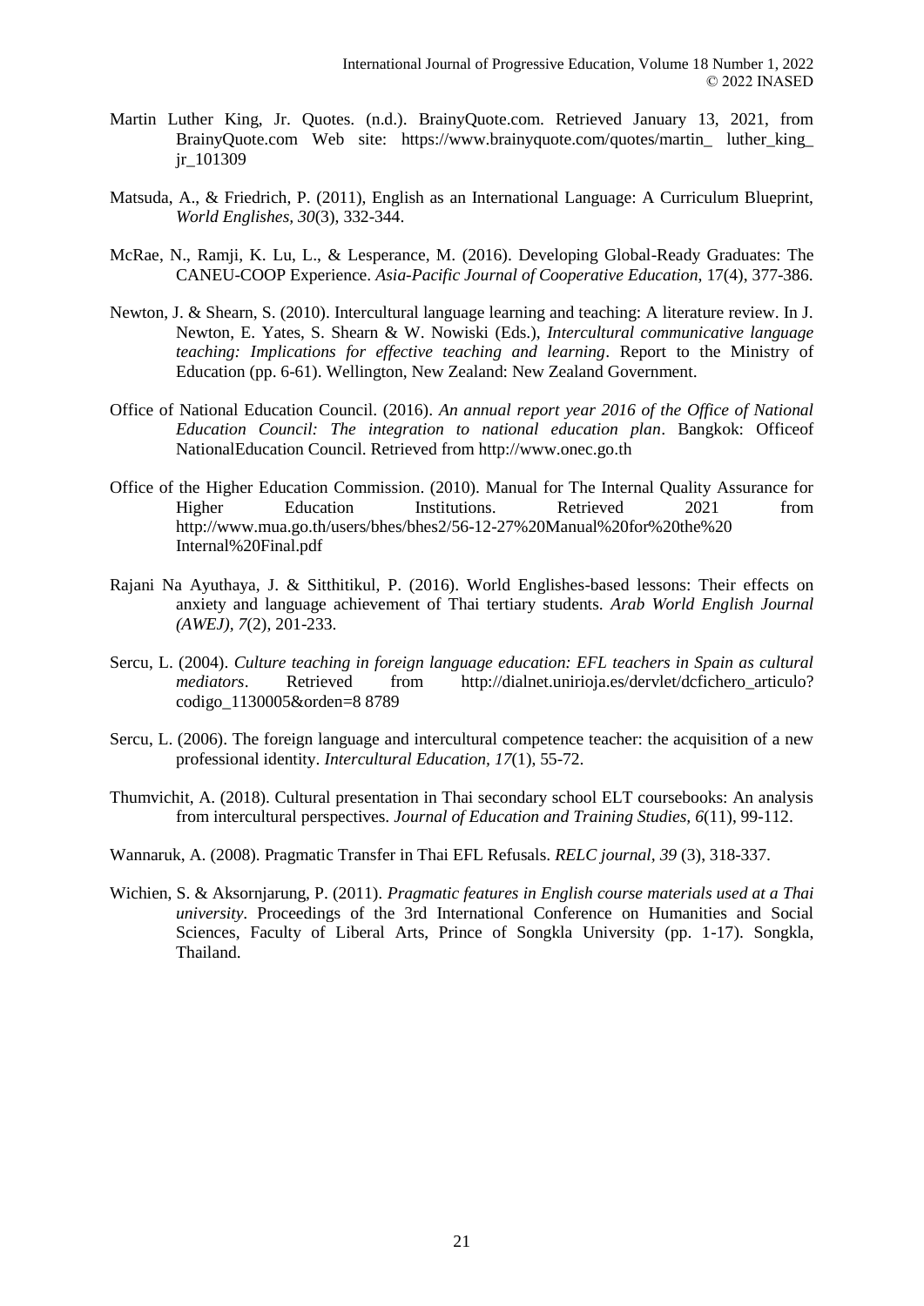Martin Luther King, Jr. Quotes. (n.d.). BrainyQuote.com. Retrieved January 13, 2021, from BrainyQuote.com Web site: https://www.brainyquote.com/quotes/martin_ luther_king_ jr_101309

Matsuda, A., & Friedrich, P. (2011), English as an International Language: A Curriculum Blueprint, *World Englishes, 30*(3), 332-344.

McRae, N., Ramji, K. Lu, L., & Lesperance, M. (2016). Developing Global-Ready Graduates: The CANEU-COOP Experience. *Asia-Pacific Journal of Cooperative Education,* 17(4), 377-386.

Newton, J. & Shearn, S. (2010). Intercultural language learning and teaching: A literature review. In J. Newton, E. Yates, S. Shearn & W. Nowiski (Eds.), *Intercultural communicative language teaching: Implications for effective teaching and learning*. Report to the Ministry of Education (pp. 6-61). Wellington, New Zealand: New Zealand Government.

Office of National Education Council. (2016). *An annual report year 2016 of the Office of National Education Council: The integration to national education plan*. Bangkok: Officeof NationalEducation Council. Retrieved from http://www.onec.go.th

Office of the Higher Education Commission. (2010). Manual for The Internal Quality Assurance for Higher Education Institutions. Retrieved 2021 from http://www.mua.go.th/users/bhes/bhes2/56-12-27%20Manual%20for%20the%20 Internal%20Final.pdf

Rajani Na Ayuthaya, J. & Sitthitikul, P. (2016). World Englishes-based lessons: Their effects on anxiety and language achievement of Thai tertiary students. *Arab World English Journal (AWEJ)*, *7*(2), 201-233.

Sercu, L. (2004). *Culture teaching in foreign language education: EFL teachers in Spain as cultural mediators*. Retrieved from http://dialnet.unirioja.es/dervlet/dcfichero_articulo? codigo_1130005&orden=8 8789

Sercu, L. (2006). The foreign language and intercultural competence teacher: the acquisition of a new professional identity. *Intercultural Education, 17*(1), 55-72.

Thumvichit, A. (2018). Cultural presentation in Thai secondary school ELT coursebooks: An analysis from intercultural perspectives. *Journal of Education and Training Studies, 6*(11), 99-112.

Wannaruk, A. (2008). Pragmatic Transfer in Thai EFL Refusals. *RELC journal, 39* (3), 318-337.

Wichien, S. & Aksornjarung, P. (2011). *Pragmatic features in English course materials used at a Thai university*. Proceedings of the 3rd International Conference on Humanities and Social Sciences, Faculty of Liberal Arts, Prince of Songkla University (pp. 1-17). Songkla, Thailand.